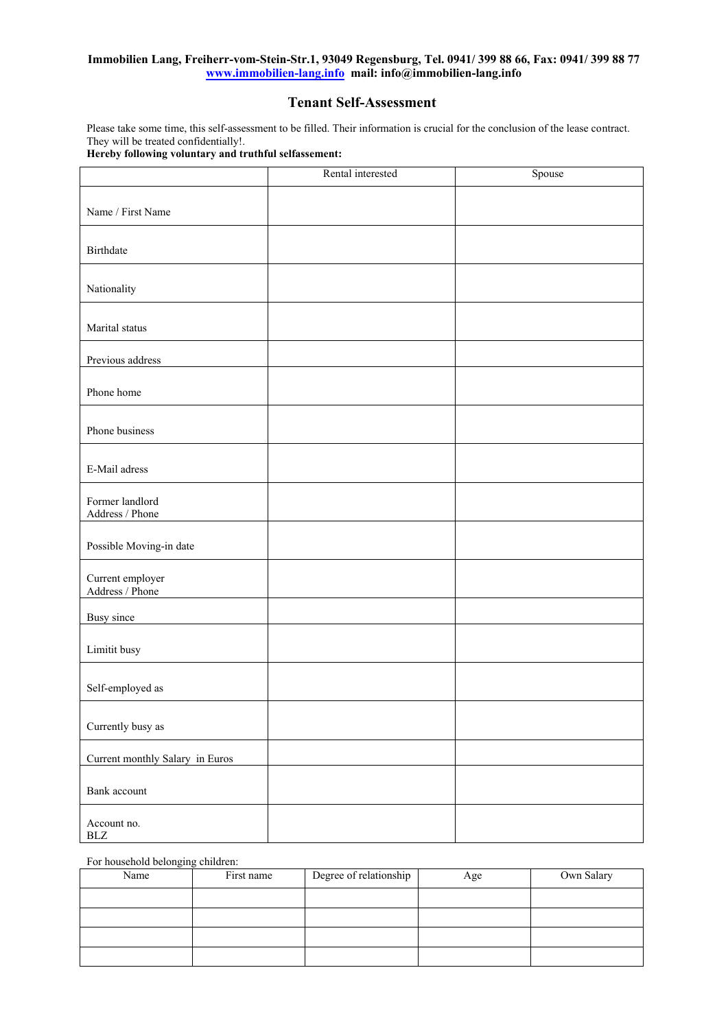**Immobilien Lang, Freiherr-vom-Stein-Str.1, 93049 Regensburg, Tel. 0941/ 399 88 66, Fax: 0941/ 399 88 77**
**www.immobilien-lang.info mail: info@immobilien-lang.info**

## Tenant Self-Assessment

Please take some time, this self-assessment to be filled. Their information is crucial for the conclusion of the lease contract. They will be treated confidentially!.

**Hereby following voluntary and truthful selfassesment:**

| | Rental interested | Spouse |
|---|---|---|
| Name / First Name | | |
| Birthdate | | |
| Nationality | | |
| Marital status | | |
| Previous address | | |
| Phone home | | |
| Phone business | | |
| E-Mail adress | | |
| Former landlord<br>Address / Phone | | |
| Possible Moving-in date | | |
| Current employer<br>Address / Phone | | |
| Busy since | | |
| Limitit busy | | |
| Self-employed as | | |
| Currently busy as | | |
| Current monthly Salary in Euros | | |
| Bank account | | |
| Account no.<br>BLZ | | |

For household belonging children:

| Name | First name | Degree of relationship | Age | Own Salary |
|---|---|---|---|---|
| | | | | |
| | | | | |
| | | | | |
| | | | | |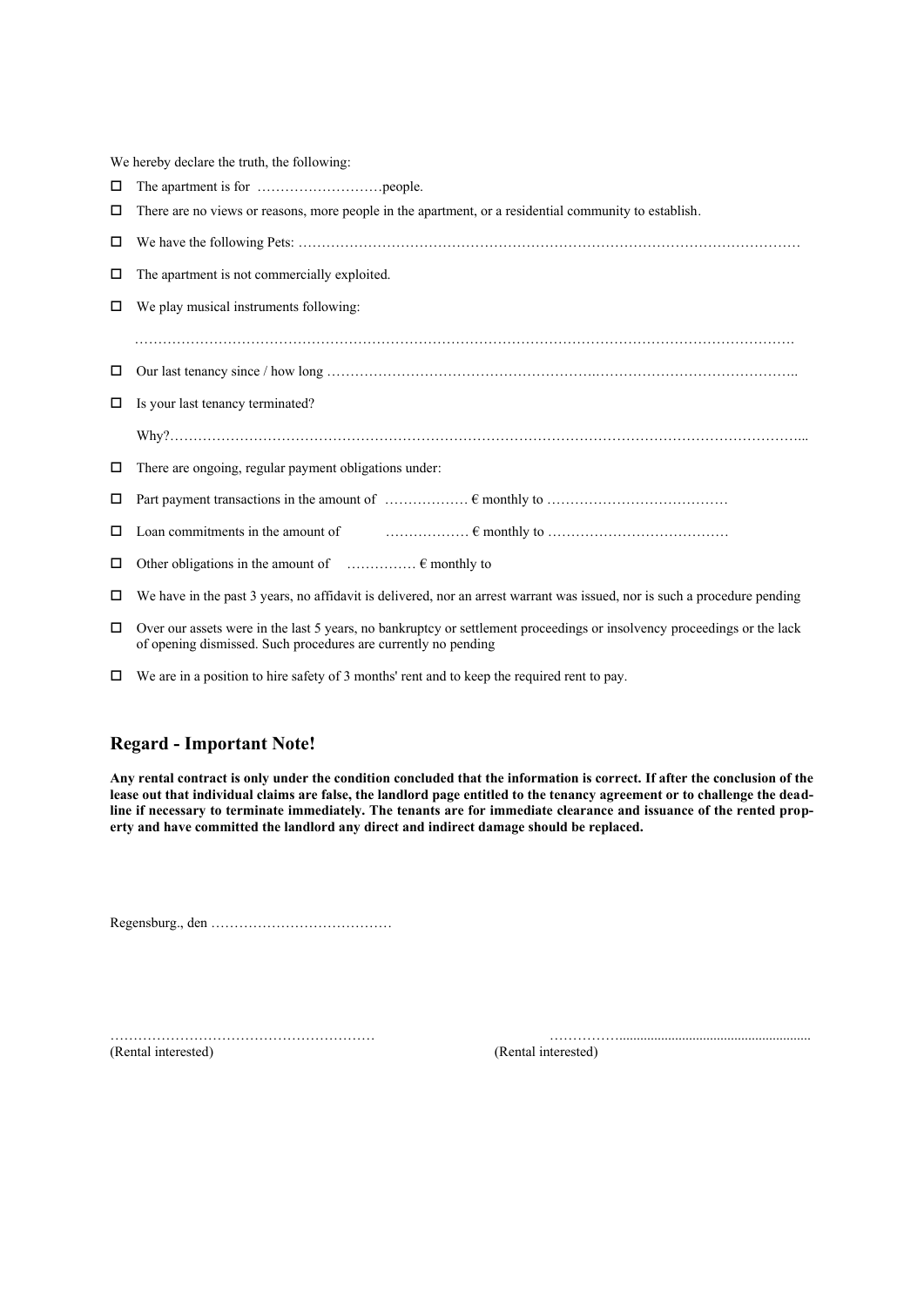We hereby declare the truth, the following:

- ☐ The apartment is for ………………………people.
- ☐ There are no views or reasons, more people in the apartment, or a residential community to establish.
- ☐ We have the following Pets: ……………………………………………………………………………………………………
- ☐ The apartment is not commercially exploited.
- ☐ We play musical instruments following:

  ……………………………………………………………………………………………………………………………
- ☐ Our last tenancy since / how long …………………………………………………..……………………………………..
- ☐ Is your last tenancy terminated?

  Why?……………………………………………………………………………………………………………………...
- ☐ There are ongoing, regular payment obligations under:
- ☐ Part payment transactions in the amount of ……………… € monthly to …………………………………
- ☐ Loan commitments in the amount of ……………… € monthly to …………………………………
- ☐ Other obligations in the amount of …………… € monthly to
- ☐ We have in the past 3 years, no affidavit is delivered, nor an arrest warrant was issued, nor is such a procedure pending
- ☐ Over our assets were in the last 5 years, no bankruptcy or settlement proceedings or insolvency proceedings or the lack of opening dismissed. Such procedures are currently no pending
- ☐ We are in a position to hire safety of 3 months' rent and to keep the required rent to pay.

## Regard - Important Note!

**Any rental contract is only under the condition concluded that the information is correct. If after the conclusion of the lease out that individual claims are false, the landlord page entitled to the tenancy agreement or to challenge the deadline if necessary to terminate immediately. The tenants are for immediate clearance and issuance of the rented property and have committed the landlord any direct and indirect damage should be replaced.**

Regensburg., den …………………………………

………………………………………………… ……………..................................................

(Rental interested) (Rental interested)